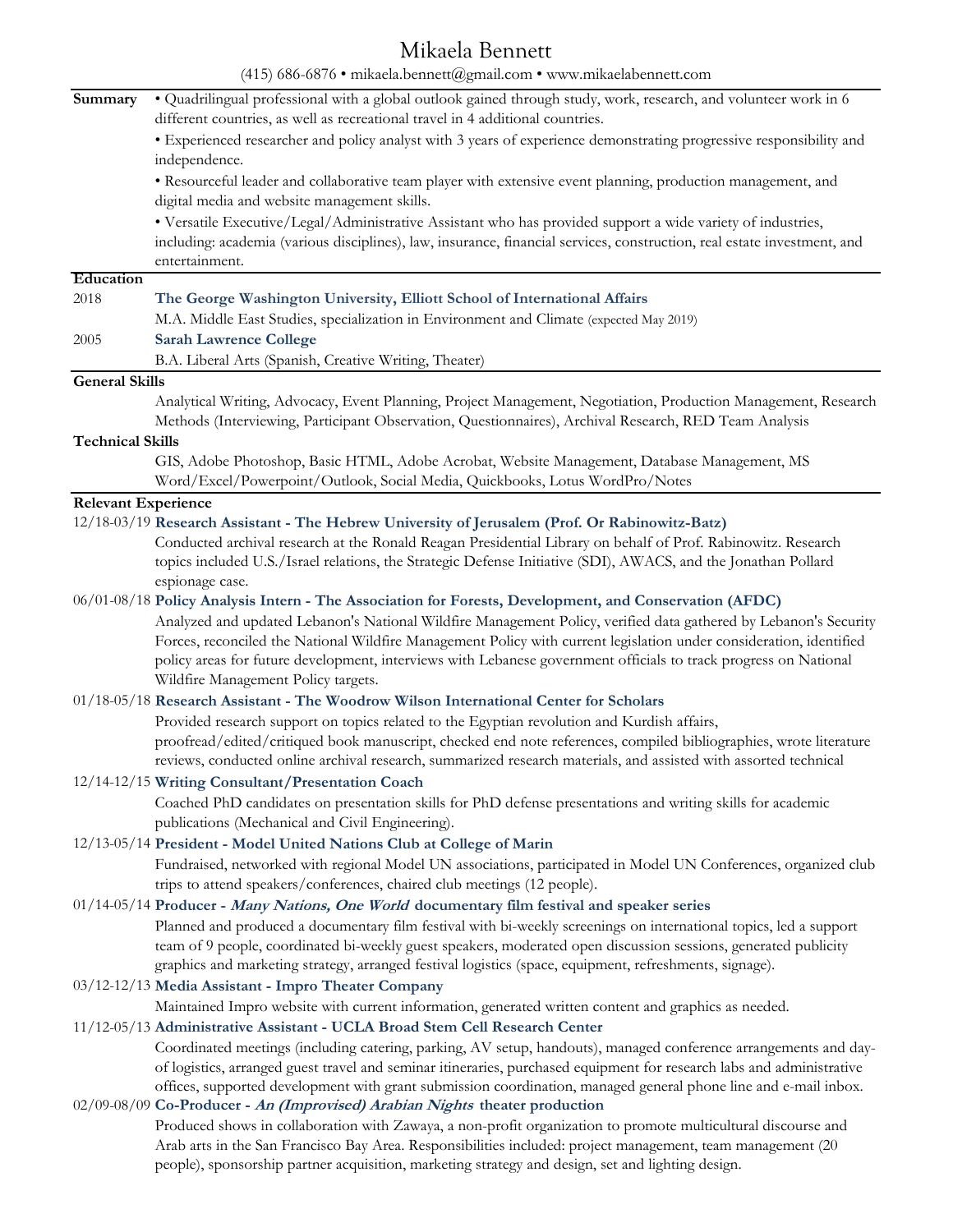# Mikaela Bennett

(415) 686-6876 • mikaela.bennett@gmail.com • www.mikaelabennett.com

## Summary

- Quadrilingual professional with a global outlook gained through study, work, research, and volunteer work in 6 different countries, as well as recreational travel in 4 additional countries.
- Experienced researcher and policy analyst with 3 years of experience demonstrating progressive responsibility and independence.
- Resourceful leader and collaborative team player with extensive event planning, production management, and digital media and website management skills.
- Versatile Executive/Legal/Administrative Assistant who has provided support a wide variety of industries, including: academia (various disciplines), law, insurance, financial services, construction, real estate investment, and entertainment.

## Education

2018 **The George Washington University, Elliott School of International Affairs**
M.A. Middle East Studies, specialization in Environment and Climate (expected May 2019)

2005 **Sarah Lawrence College**
B.A. Liberal Arts (Spanish, Creative Writing, Theater)

## General Skills

Analytical Writing, Advocacy, Event Planning, Project Management, Negotiation, Production Management, Research Methods (Interviewing, Participant Observation, Questionnaires), Archival Research, RED Team Analysis

## Technical Skills

GIS, Adobe Photoshop, Basic HTML, Adobe Acrobat, Website Management, Database Management, MS Word/Excel/Powerpoint/Outlook, Social Media, Quickbooks, Lotus WordPro/Notes

## Relevant Experience

12/18-03/19 **Research Assistant - The Hebrew University of Jerusalem (Prof. Or Rabinowitz-Batz)**
Conducted archival research at the Ronald Reagan Presidential Library on behalf of Prof. Rabinowitz. Research topics included U.S./Israel relations, the Strategic Defense Initiative (SDI), AWACS, and the Jonathan Pollard espionage case.

06/01-08/18 **Policy Analysis Intern - The Association for Forests, Development, and Conservation (AFDC)**
Analyzed and updated Lebanon's National Wildfire Management Policy, verified data gathered by Lebanon's Security Forces, reconciled the National Wildfire Management Policy with current legislation under consideration, identified policy areas for future development, interviews with Lebanese government officials to track progress on National Wildfire Management Policy targets.

01/18-05/18 **Research Assistant - The Woodrow Wilson International Center for Scholars**
Provided research support on topics related to the Egyptian revolution and Kurdish affairs, proofread/edited/critiqued book manuscript, checked end note references, compiled bibliographies, wrote literature reviews, conducted online archival research, summarized research materials, and assisted with assorted technical

12/14-12/15 **Writing Consultant/Presentation Coach**
Coached PhD candidates on presentation skills for PhD defense presentations and writing skills for academic publications (Mechanical and Civil Engineering).

12/13-05/14 **President - Model United Nations Club at College of Marin**
Fundraised, networked with regional Model UN associations, participated in Model UN Conferences, organized club trips to attend speakers/conferences, chaired club meetings (12 people).

01/14-05/14 **Producer - *Many Nations, One World* documentary film festival and speaker series**
Planned and produced a documentary film festival with bi-weekly screenings on international topics, led a support team of 9 people, coordinated bi-weekly guest speakers, moderated open discussion sessions, generated publicity graphics and marketing strategy, arranged festival logistics (space, equipment, refreshments, signage).

03/12-12/13 **Media Assistant - Impro Theater Company**
Maintained Impro website with current information, generated written content and graphics as needed.

11/12-05/13 **Administrative Assistant - UCLA Broad Stem Cell Research Center**
Coordinated meetings (including catering, parking, AV setup, handouts), managed conference arrangements and day-of logistics, arranged guest travel and seminar itineraries, purchased equipment for research labs and administrative offices, supported development with grant submission coordination, managed general phone line and e-mail inbox.

02/09-08/09 **Co-Producer - *An (Improvised) Arabian Nights* theater production**
Produced shows in collaboration with Zawaya, a non-profit organization to promote multicultural discourse and Arab arts in the San Francisco Bay Area. Responsibilities included: project management, team management (20 people), sponsorship partner acquisition, marketing strategy and design, set and lighting design.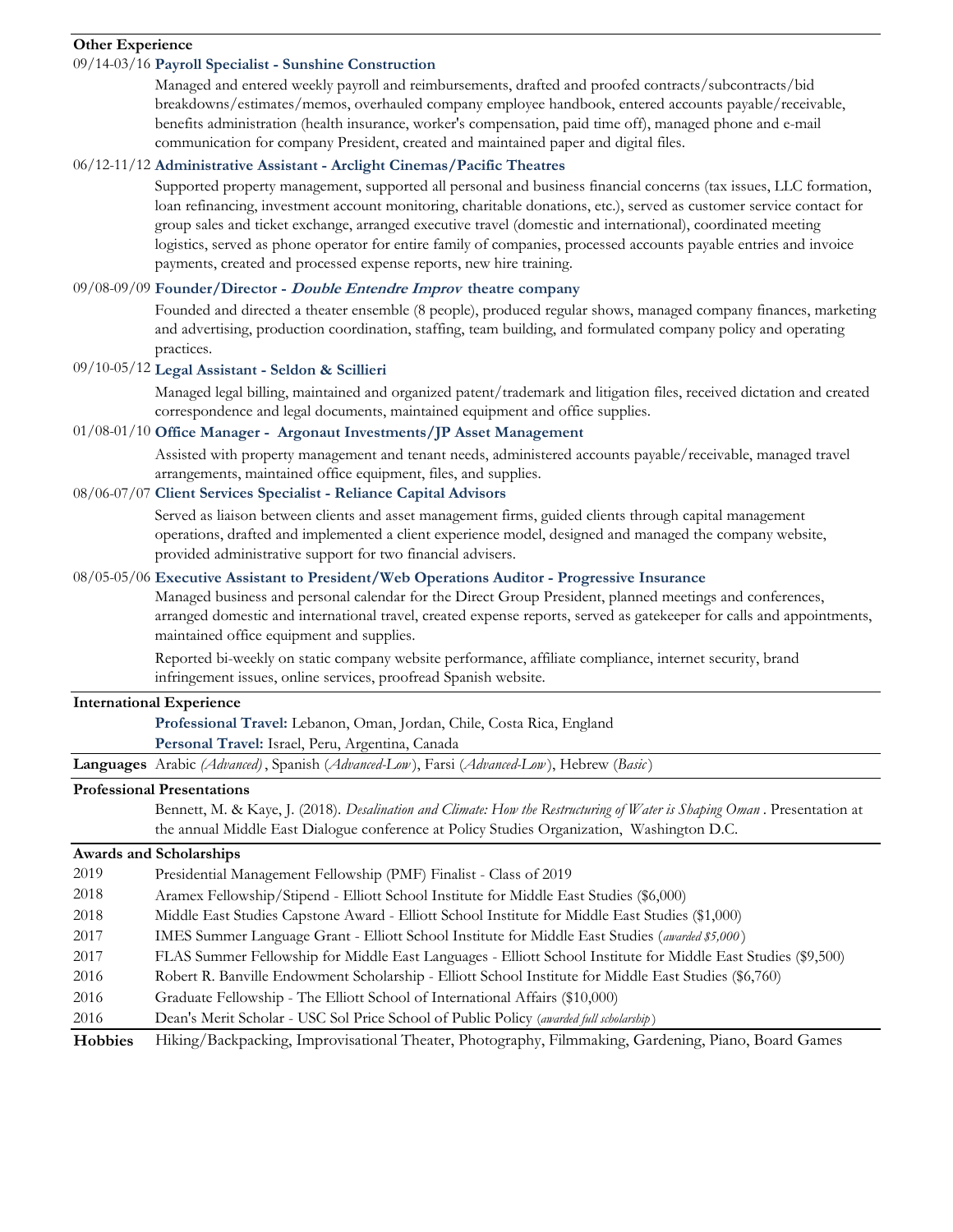## Other Experience

09/14-03/16 **Payroll Specialist - Sunshine Construction**

Managed and entered weekly payroll and reimbursements, drafted and proofed contracts/subcontracts/bid breakdowns/estimates/memos, overhauled company employee handbook, entered accounts payable/receivable, benefits administration (health insurance, worker's compensation, paid time off), managed phone and e-mail communication for company President, created and maintained paper and digital files.

06/12-11/12 **Administrative Assistant - Arclight Cinemas/Pacific Theatres**

Supported property management, supported all personal and business financial concerns (tax issues, LLC formation, loan refinancing, investment account monitoring, charitable donations, etc.), served as customer service contact for group sales and ticket exchange, arranged executive travel (domestic and international), coordinated meeting logistics, served as phone operator for entire family of companies, processed accounts payable entries and invoice payments, created and processed expense reports, new hire training.

09/08-09/09 **Founder/Director - *Double Entendre Improv* theatre company**

Founded and directed a theater ensemble (8 people), produced regular shows, managed company finances, marketing and advertising, production coordination, staffing, team building, and formulated company policy and operating practices.

09/10-05/12 **Legal Assistant - Seldon & Scillieri**

Managed legal billing, maintained and organized patent/trademark and litigation files, received dictation and created correspondence and legal documents, maintained equipment and office supplies.

01/08-01/10 **Office Manager - Argonaut Investments/JP Asset Management**

Assisted with property management and tenant needs, administered accounts payable/receivable, managed travel arrangements, maintained office equipment, files, and supplies.

08/06-07/07 **Client Services Specialist - Reliance Capital Advisors**

Served as liaison between clients and asset management firms, guided clients through capital management operations, drafted and implemented a client experience model, designed and managed the company website, provided administrative support for two financial advisers.

08/05-05/06 **Executive Assistant to President/Web Operations Auditor - Progressive Insurance**

Managed business and personal calendar for the Direct Group President, planned meetings and conferences, arranged domestic and international travel, created expense reports, served as gatekeeper for calls and appointments, maintained office equipment and supplies.

Reported bi-weekly on static company website performance, affiliate compliance, internet security, brand infringement issues, online services, proofread Spanish website.

## International Experience

**Professional Travel:** Lebanon, Oman, Jordan, Chile, Costa Rica, England

**Personal Travel:** Israel, Peru, Argentina, Canada

**Languages** Arabic *(Advanced)*, Spanish (*Advanced-Low*), Farsi (*Advanced-Low*), Hebrew (*Basic*)

## Professional Presentations

Bennett, M. & Kaye, J. (2018). *Desalination and Climate: How the Restructuring of Water is Shaping Oman* . Presentation at the annual Middle East Dialogue conference at Policy Studies Organization, Washington D.C.

## Awards and Scholarships

| | |
|---|---|
| 2019 | Presidential Management Fellowship (PMF) Finalist - Class of 2019 |
| 2018 | Aramex Fellowship/Stipend - Elliott School Institute for Middle East Studies ($6,000) |
| 2018 | Middle East Studies Capstone Award - Elliott School Institute for Middle East Studies ($1,000) |
| 2017 | IMES Summer Language Grant - Elliott School Institute for Middle East Studies (*awarded $5,000*) |
| 2017 | FLAS Summer Fellowship for Middle East Languages - Elliott School Institute for Middle East Studies ($9,500) |
| 2016 | Robert R. Banville Endowment Scholarship - Elliott School Institute for Middle East Studies ($6,760) |
| 2016 | Graduate Fellowship - The Elliott School of International Affairs ($10,000) |
| 2016 | Dean's Merit Scholar - USC Sol Price School of Public Policy (*awarded full scholarship*) |

**Hobbies** Hiking/Backpacking, Improvisational Theater, Photography, Filmmaking, Gardening, Piano, Board Games